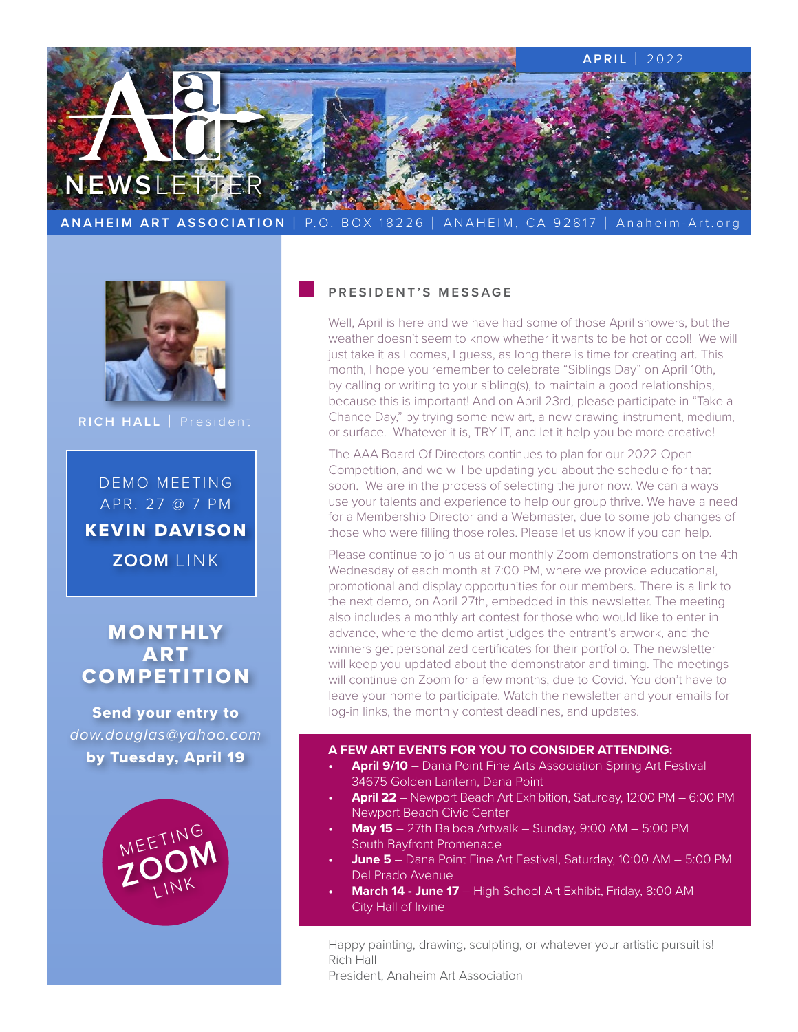# AAA NEWSLETTER

APRIL | 2022

**ANANEIM ART ASSOCIATION** | P.O. BOX 18226 | ANAHEIM, CA 92817 | Anaheim-Art.org

**RICH HALL** | President

DEMO MEETING
APR. 27 @ 7 PM
**KEVIN DAVISON**
**ZOOM** LINK

## MONTHLY ART COMPETITION

**Send your entry to**
*dow.douglas@yahoo.com*
**by Tuesday, April 19**

MEETING ZOOM LINK

## PRESIDENT'S MESSAGE

Well, April is here and we have had some of those April showers, but the weather doesn't seem to know whether it wants to be hot or cool! We will just take it as I comes, I guess, as long there is time for creating art. This month, I hope you remember to celebrate "Siblings Day" on April 10th, by calling or writing to your sibling(s), to maintain a good relationships, because this is important! And on April 23rd, please participate in "Take a Chance Day," by trying some new art, a new drawing instrument, medium, or surface. Whatever it is, TRY IT, and let it help you be more creative!

The AAA Board Of Directors continues to plan for our 2022 Open Competition, and we will be updating you about the schedule for that soon. We are in the process of selecting the juror now. We can always use your talents and experience to help our group thrive. We have a need for a Membership Director and a Webmaster, due to some job changes of those who were filling those roles. Please let us know if you can help.

Please continue to join us at our monthly Zoom demonstrations on the 4th Wednesday of each month at 7:00 PM, where we provide educational, promotional and display opportunities for our members. There is a link to the next demo, on April 27th, embedded in this newsletter. The meeting also includes a monthly art contest for those who would like to enter in advance, where the demo artist judges the entrant's artwork, and the winners get personalized certificates for their portfolio. The newsletter will keep you updated about the demonstrator and timing. The meetings will continue on Zoom for a few months, due to Covid. You don't have to leave your home to participate. Watch the newsletter and your emails for log-in links, the monthly contest deadlines, and updates.

**A FEW ART EVENTS FOR YOU TO CONSIDER ATTENDING:**

- **April 9/10** – Dana Point Fine Arts Association Spring Art Festival
  34675 Golden Lantern, Dana Point
- **April 22** – Newport Beach Art Exhibition, Saturday, 12:00 PM – 6:00 PM
  Newport Beach Civic Center
- **May 15** – 27th Balboa Artwalk – Sunday, 9:00 AM – 5:00 PM
  South Bayfront Promenade
- **June 5** – Dana Point Fine Art Festival, Saturday, 10:00 AM – 5:00 PM
  Del Prado Avenue
- **March 14 - June 17** – High School Art Exhibit, Friday, 8:00 AM
  City Hall of Irvine

Happy painting, drawing, sculpting, or whatever your artistic pursuit is!
Rich Hall
President, Anaheim Art Association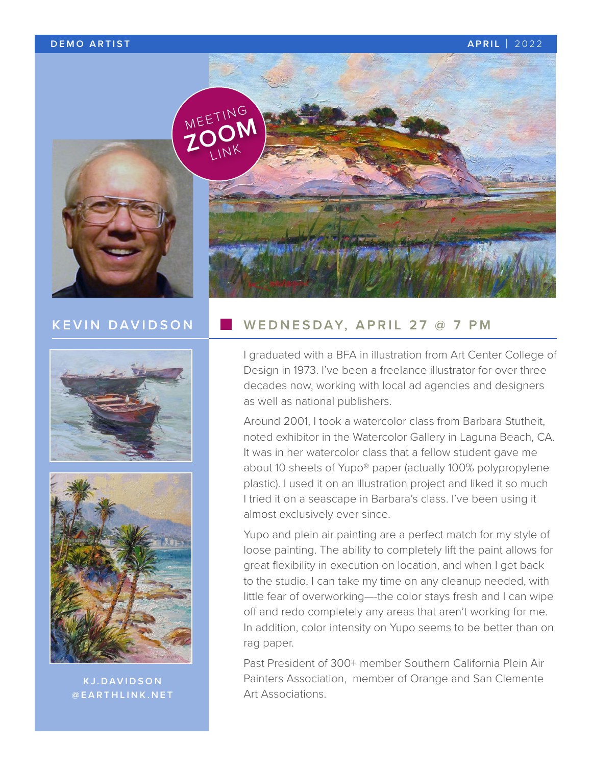DEMO ARTIST

APRIL | 2022

MEETING ZOOM LINK

## KEVIN DAVIDSON

### WEDNESDAY, APRIL 27 @ 7 PM

I graduated with a BFA in illustration from Art Center College of Design in 1973. I've been a freelance illustrator for over three decades now, working with local ad agencies and designers as well as national publishers.

Around 2001, I took a watercolor class from Barbara Stutheit, noted exhibitor in the Watercolor Gallery in Laguna Beach, CA. It was in her watercolor class that a fellow student gave me about 10 sheets of Yupo® paper (actually 100% polypropylene plastic). I used it on an illustration project and liked it so much I tried it on a seascape in Barbara's class. I've been using it almost exclusively ever since.

Yupo and plein air painting are a perfect match for my style of loose painting. The ability to completely lift the paint allows for great flexibility in execution on location, and when I get back to the studio, I can take my time on any cleanup needed, with little fear of overworking—-the color stays fresh and I can wipe off and redo completely any areas that aren't working for me. In addition, color intensity on Yupo seems to be better than on rag paper.

Past President of 300+ member Southern California Plein Air Painters Association, member of Orange and San Clemente Art Associations.

KJ.DAVIDSON@EARTHLINK.NET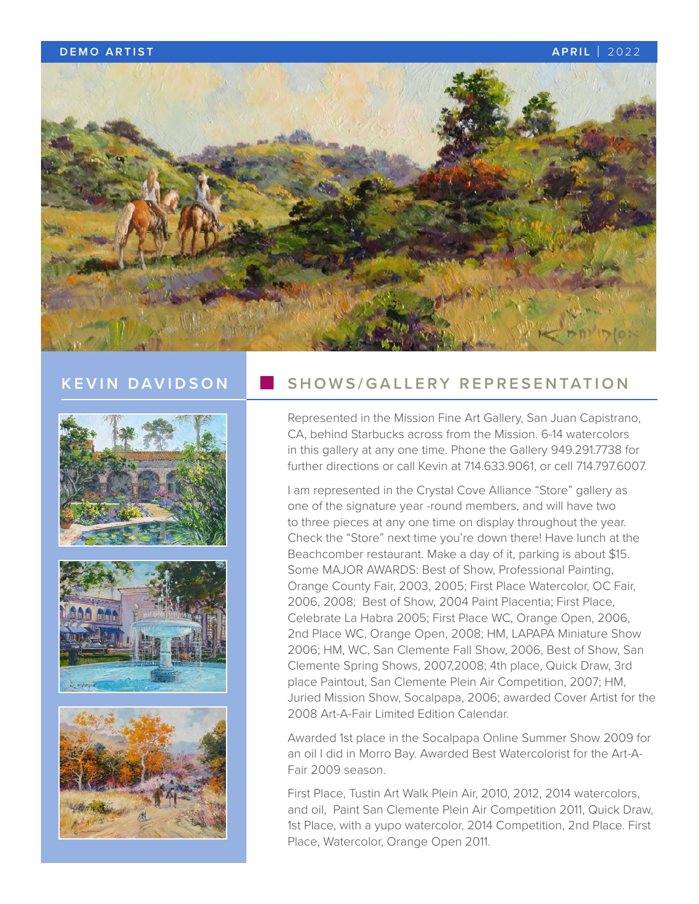## KEVIN DAVIDSON

## SHOWS/GALLERY REPRESENTATION

Represented in the Mission Fine Art Gallery, San Juan Capistrano, CA, behind Starbucks across from the Mission. 6-14 watercolors in this gallery at any one time. Phone the Gallery 949.291.7738 for further directions or call Kevin at 714.633.9061, or cell 714.797.6007.

I am represented in the Crystal Cove Alliance "Store" gallery as one of the signature year -round members, and will have two to three pieces at any one time on display throughout the year. Check the "Store" next time you're down there! Have lunch at the Beachcomber restaurant. Make a day of it, parking is about $15. Some MAJOR AWARDS: Best of Show, Professional Painting, Orange County Fair, 2003, 2005; First Place Watercolor, OC Fair, 2006, 2008; Best of Show, 2004 Paint Placentia; First Place, Celebrate La Habra 2005; First Place WC, Orange Open, 2006, 2nd Place WC, Orange Open, 2008; HM, LAPAPA Miniature Show 2006; HM, WC, San Clemente Fall Show, 2006, Best of Show, San Clemente Spring Shows, 2007,2008; 4th place, Quick Draw, 3rd place Paintout, San Clemente Plein Air Competition, 2007; HM, Juried Mission Show, Socalpapa, 2006; awarded Cover Artist for the 2008 Art-A-Fair Limited Edition Calendar.

Awarded 1st place in the Socalpapa Online Summer Show 2009 for an oil I did in Morro Bay. Awarded Best Watercolorist for the Art-A-Fair 2009 season.

First Place, Tustin Art Walk Plein Air, 2010, 2012, 2014 watercolors, and oil, Paint San Clemente Plein Air Competition 2011, Quick Draw, 1st Place, with a yupo watercolor, 2014 Competition, 2nd Place. First Place, Watercolor, Orange Open 2011.